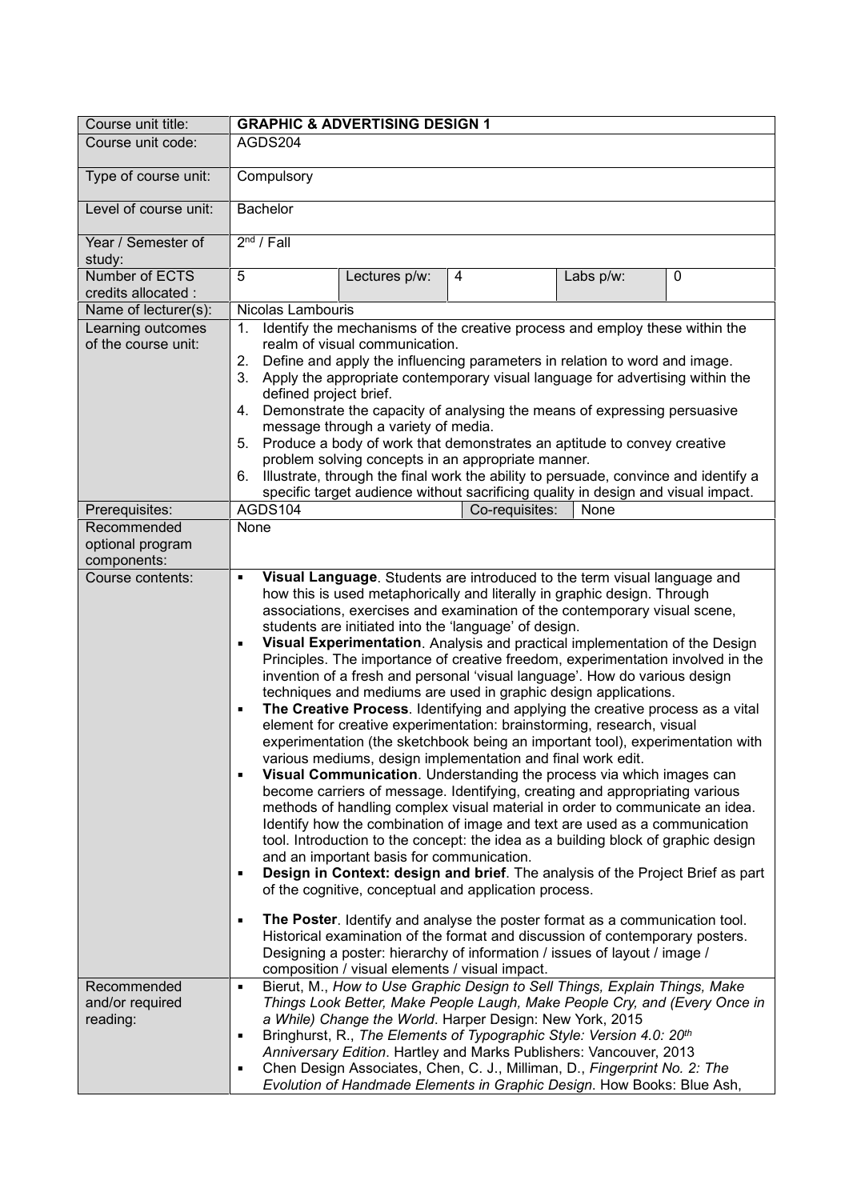| Course unit title: | **GRAPHIC & ADVERTISING DESIGN 1** | | | | |
|---|---|---|---|---|---|
| Course unit code: | AGDS204 | | | | |
| Type of course unit: | Compulsory | | | | |
| Level of course unit: | Bachelor | | | | |
| Year / Semester of study: | 2nd / Fall | | | | |
| Number of ECTS credits allocated : | 5 | Lectures p/w: | 4 | Labs p/w: | 0 |
| Name of lecturer(s): | Nicolas Lambouris | | | | |
| Learning outcomes of the course unit: | 1. Identify the mechanisms of the creative process and employ these within the realm of visual communication.<br>2. Define and apply the influencing parameters in relation to word and image.<br>3. Apply the appropriate contemporary visual language for advertising within the defined project brief.<br>4. Demonstrate the capacity of analysing the means of expressing persuasive message through a variety of media.<br>5. Produce a body of work that demonstrates an aptitude to convey creative problem solving concepts in an appropriate manner.<br>6. Illustrate, through the final work the ability to persuade, convince and identify a specific target audience without sacrificing quality in design and visual impact. | | | | |
| Prerequisites: | AGDS104 | | Co-requisites: | None | |
| Recommended optional program components: | None | | | | |
| Course contents: | ▪ **Visual Language**. Students are introduced to the term visual language and how this is used metaphorically and literally in graphic design. Through associations, exercises and examination of the contemporary visual scene, students are initiated into the 'language' of design.<br>▪ **Visual Experimentation**. Analysis and practical implementation of the Design Principles. The importance of creative freedom, experimentation involved in the invention of a fresh and personal 'visual language'. How do various design techniques and mediums are used in graphic design applications.<br>▪ **The Creative Process**. Identifying and applying the creative process as a vital element for creative experimentation: brainstorming, research, visual experimentation (the sketchbook being an important tool), experimentation with various mediums, design implementation and final work edit.<br>▪ **Visual Communication**. Understanding the process via which images can become carriers of message. Identifying, creating and appropriating various methods of handling complex visual material in order to communicate an idea. Identify how the combination of image and text are used as a communication tool. Introduction to the concept: the idea as a building block of graphic design and an important basis for communication.<br>▪ **Design in Context: design and brief**. The analysis of the Project Brief as part of the cognitive, conceptual and application process.<br>▪ **The Poster**. Identify and analyse the poster format as a communication tool. Historical examination of the format and discussion of contemporary posters. Designing a poster: hierarchy of information / issues of layout / image / composition / visual elements / visual impact. | | | | |
| Recommended and/or required reading: | ▪ Bierut, M., *How to Use Graphic Design to Sell Things, Explain Things, Make Things Look Better, Make People Laugh, Make People Cry, and (Every Once in a While) Change the World*. Harper Design: New York, 2015<br>▪ Bringhurst, R., *The Elements of Typographic Style: Version 4.0: 20th Anniversary Edition*. Hartley and Marks Publishers: Vancouver, 2013<br>▪ Chen Design Associates, Chen, C. J., Milliman, D., *Fingerprint No. 2: The Evolution of Handmade Elements in Graphic Design*. How Books: Blue Ash, | | | | |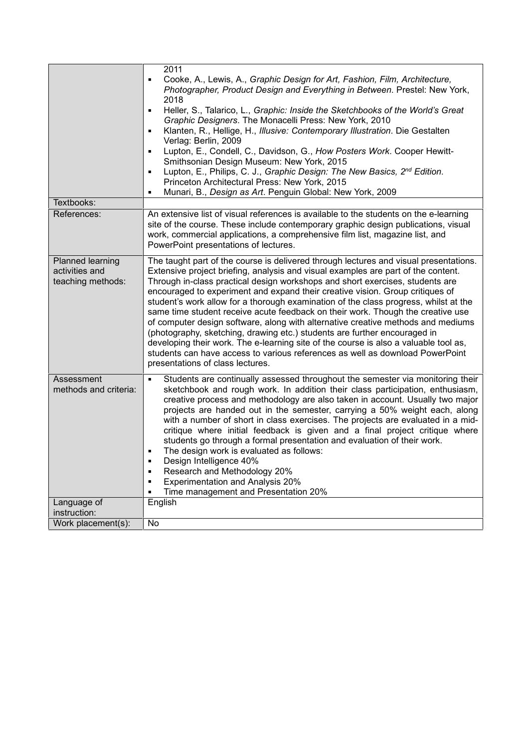| | |
|---|---|
| | 2011<br>▪ Cooke, A., Lewis, A., *Graphic Design for Art, Fashion, Film, Architecture, Photographer, Product Design and Everything in Between*. Prestel: New York, 2018<br>▪ Heller, S., Talarico, L., *Graphic: Inside the Sketchbooks of the World's Great Graphic Designers*. The Monacelli Press: New York, 2010<br>▪ Klanten, R., Hellige, H., *Illusive: Contemporary Illustration*. Die Gestalten Verlag: Berlin, 2009<br>▪ Lupton, E., Condell, C., Davidson, G., *How Posters Work*. Cooper Hewitt-Smithsonian Design Museum: New York, 2015<br>▪ Lupton, E., Philips, C. J., *Graphic Design: The New Basics, 2nd Edition*. Princeton Architectural Press: New York, 2015<br>▪ Munari, B., *Design as Art*. Penguin Global: New York, 2009 |
| Textbooks: | |
| References: | An extensive list of visual references is available to the students on the e-learning site of the course. These include contemporary graphic design publications, visual work, commercial applications, a comprehensive film list, magazine list, and PowerPoint presentations of lectures. |
| Planned learning activities and teaching methods: | The taught part of the course is delivered through lectures and visual presentations. Extensive project briefing, analysis and visual examples are part of the content. Through in-class practical design workshops and short exercises, students are encouraged to experiment and expand their creative vision. Group critiques of student's work allow for a thorough examination of the class progress, whilst at the same time student receive acute feedback on their work. Though the creative use of computer design software, along with alternative creative methods and mediums (photography, sketching, drawing etc.) students are further encouraged in developing their work. The e-learning site of the course is also a valuable tool as, students can have access to various references as well as download PowerPoint presentations of class lectures. |
| Assessment methods and criteria: | ▪ Students are continually assessed throughout the semester via monitoring their sketchbook and rough work. In addition their class participation, enthusiasm, creative process and methodology are also taken in account. Usually two major projects are handed out in the semester, carrying a 50% weight each, along with a number of short in class exercises. The projects are evaluated in a mid-critique where initial feedback is given and a final project critique where students go through a formal presentation and evaluation of their work.<br>▪ The design work is evaluated as follows:<br>▪ Design Intelligence 40%<br>▪ Research and Methodology 20%<br>▪ Experimentation and Analysis 20%<br>▪ Time management and Presentation 20% |
| Language of instruction: | English |
| Work placement(s): | No |